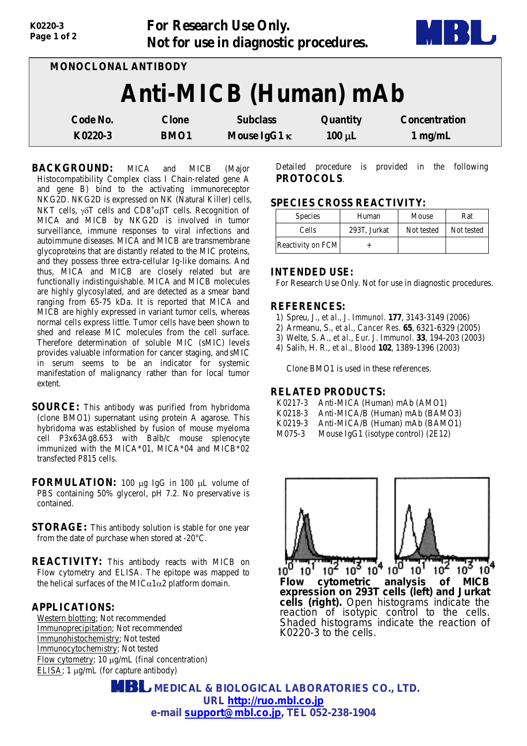For Research Use Only.
Not for use in diagnostic procedures.

MONOCLONAL ANTIBODY

# Anti-MICB (Human) mAb

| Code No. | Clone | Subclass | Quantity | Concentration |
|---|---|---|---|---|
| K0220-3 | BMO1 | Mouse IgG1 κ | 100 μL | 1 mg/mL |

**BACKGROUND:** MICA and MICB (Major Histocompatibility Complex class I Chain-related gene A and gene B) bind to the activating immunoreceptor NKG2D. NKG2D is expressed on NK (Natural Killer) cells, NKT cells, γδT cells and $CD8^{+}$αβT cells. Recognition of MICA and MICB by NKG2D is involved in tumor surveillance, immune responses to viral infections and autoimmune diseases. MICA and MICB are transmembrane glycoproteins that are distantly related to the MIC proteins, and they possess three extra-cellular Ig-like domains. And thus, MICA and MICB are closely related but are functionally indistinguishable. MICA and MICB molecules are highly glycosylated, and are detected as a smear band ranging from 65-75 kDa. It is reported that MICA and MICB are highly expressed in variant tumor cells, whereas normal cells express little. Tumor cells have been shown to shed and release MIC molecules from the cell surface. Therefore determination of soluble MIC (sMIC) levels provides valuable information for cancer staging, and sMIC in serum seems to be an indicator for systemic manifestation of malignancy rather than for local tumor extent.

**SOURCE:** This antibody was purified from hybridoma (clone BMO1) supernatant using protein A agarose. This hybridoma was established by fusion of mouse myeloma cell P3x63Ag8.653 with Balb/c mouse splenocyte immunized with the MICA*01, MICA*04 and MICB*02 transfected P815 cells.

**FORMULATION:** 100 μg IgG in 100 μL volume of PBS containing 50% glycerol, pH 7.2. No preservative is contained.

**STORAGE:** This antibody solution is stable for one year from the date of purchase when stored at -20°C.

**REACTIVITY:** This antibody reacts with MICB on Flow cytometry and ELISA. The epitope was mapped to the helical surfaces of the MICα1α2 platform domain.

**APPLICATIONS:**
- Western blotting; Not recommended
- Immunoprecipitation; Not recommended
- Immunohistochemistry; Not tested
- Immunocytochemistry; Not tested
- Flow cytometry; 10 μg/mL (final concentration)
- ELISA; 1 μg/mL (for capture antibody)

Detailed procedure is provided in the following **PROTOCOLS**.

**SPECIES CROSS REACTIVITY:**

| Species | Human | Mouse | Rat |
|---|---|---|---|
| Cells | 293T, Jurkat | Not tested | Not tested |
| Reactivity on FCM | + | | |

**INTENDED USE:**
For Research Use Only. Not for use in diagnostic procedures.

**REFERENCES:**
1) Spreu, J., *et al., J. Immunol.* **177**, 3143-3149 (2006)
2) Armeanu, S., *et al., Cancer Res.* **65**, 6321-6329 (2005)
3) Welte, S. A., *et al., Eur. J. Immunol.* **33**, 194-203 (2003)
4) Salih, H. R., *et al., Blood* **102**, 1389-1396 (2003)

Clone BMO1 is used in these references.

**RELATED PRODUCTS:**
- K0217-3 Anti-MICA (Human) mAb (AMO1)
- K0218-3 Anti-MICA/B (Human) mAb (BAMO3)
- K0219-3 Anti-MICA/B (Human) mAb (BAMO1)
- M075-3 Mouse IgG1 (isotype control) (2E12)

**Flow cytometric analysis of MICB expression on 293T cells (left) and Jurkat cells (right).** Open histograms indicate the reaction of isotypic control to the cells. Shaded histograms indicate the reaction of K0220-3 to the cells.

MEDICAL & BIOLOGICAL LABORATORIES CO., LTD.
URL http://ruo.mbl.co.jp
e-mail support@mbl.co.jp, TEL 052-238-1904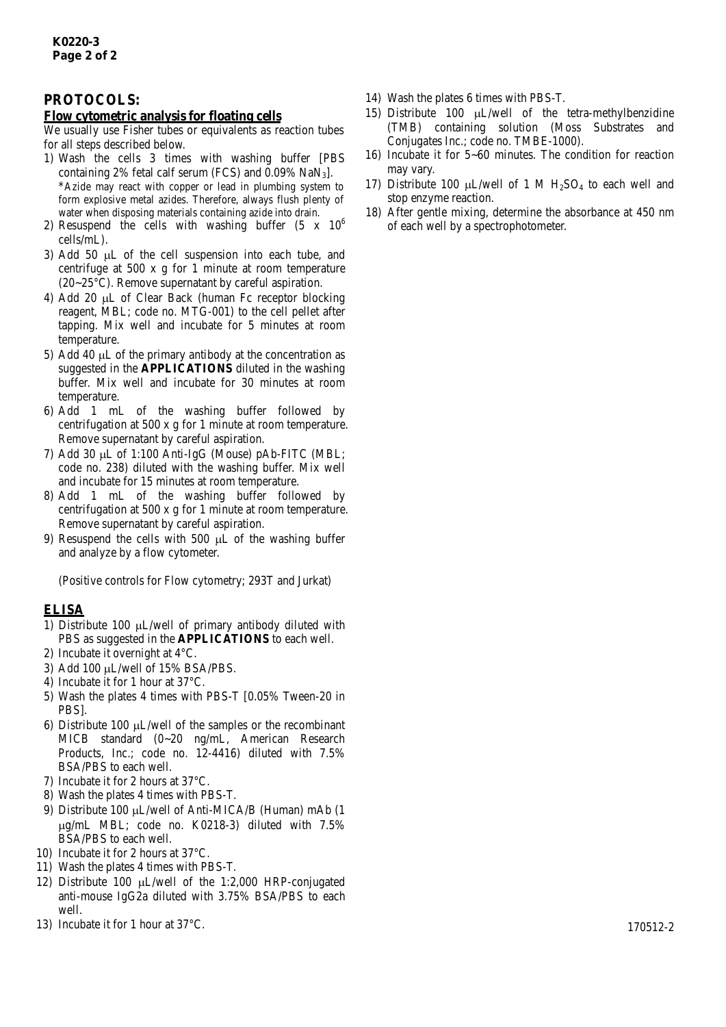## PROTOCOLS:

### Flow cytometric analysis for floating cells

We usually use Fisher tubes or equivalents as reaction tubes for all steps described below.

1) Wash the cells 3 times with washing buffer [PBS containing 2% fetal calf serum (FCS) and 0.09% $NaN_3$].
   *Azide may react with copper or lead in plumbing system to form explosive metal azides. Therefore, always flush plenty of water when disposing materials containing azide into drain.
2) Resuspend the cells with washing buffer ($5 \times 10^6$ cells/mL).
3) Add 50 μL of the cell suspension into each tube, and centrifuge at 500 x g for 1 minute at room temperature (20~25°C). Remove supernatant by careful aspiration.
4) Add 20 μL of Clear Back (human Fc receptor blocking reagent, MBL; code no. MTG-001) to the cell pellet after tapping. Mix well and incubate for 5 minutes at room temperature.
5) Add 40 μL of the primary antibody at the concentration as suggested in the **APPLICATIONS** diluted in the washing buffer. Mix well and incubate for 30 minutes at room temperature.
6) Add 1 mL of the washing buffer followed by centrifugation at 500 x g for 1 minute at room temperature. Remove supernatant by careful aspiration.
7) Add 30 μL of 1:100 Anti-IgG (Mouse) pAb-FITC (MBL; code no. 238) diluted with the washing buffer. Mix well and incubate for 15 minutes at room temperature.
8) Add 1 mL of the washing buffer followed by centrifugation at 500 x g for 1 minute at room temperature. Remove supernatant by careful aspiration.
9) Resuspend the cells with 500 μL of the washing buffer and analyze by a flow cytometer.

(Positive controls for Flow cytometry; 293T and Jurkat)

### ELISA

1) Distribute 100 μL/well of primary antibody diluted with PBS as suggested in the **APPLICATIONS** to each well.
2) Incubate it overnight at 4°C.
3) Add 100 μL/well of 15% BSA/PBS.
4) Incubate it for 1 hour at 37°C.
5) Wash the plates 4 times with PBS-T [0.05% Tween-20 in PBS].
6) Distribute 100 μL/well of the samples or the recombinant MICB standard (0~20 ng/mL, American Research Products, Inc.; code no. 12-4416) diluted with 7.5% BSA/PBS to each well.
7) Incubate it for 2 hours at 37°C.
8) Wash the plates 4 times with PBS-T.
9) Distribute 100 μL/well of Anti-MICA/B (Human) mAb (1 μg/mL MBL; code no. K0218-3) diluted with 7.5% BSA/PBS to each well.
10) Incubate it for 2 hours at 37°C.
11) Wash the plates 4 times with PBS-T.
12) Distribute 100 μL/well of the 1:2,000 HRP-conjugated anti-mouse IgG2a diluted with 3.75% BSA/PBS to each well.
13) Incubate it for 1 hour at 37°C.
14) Wash the plates 6 times with PBS-T.
15) Distribute 100 μL/well of the tetra-methylbenzidine (TMB) containing solution (Moss Substrates and Conjugates Inc.; code no. TMBE-1000).
16) Incubate it for 5~60 minutes. The condition for reaction may vary.
17) Distribute 100 μL/well of 1 M $H_2SO_4$ to each well and stop enzyme reaction.
18) After gentle mixing, determine the absorbance at 450 nm of each well by a spectrophotometer.

170512-2